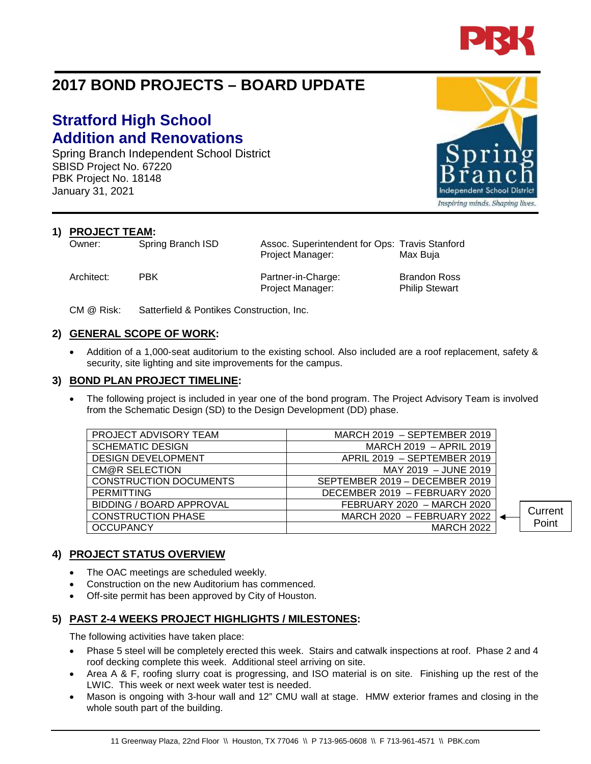# 2017 BOND PROJECTS – BOARD UPDATE

## Stratford High School Addition and Renovations

Spring Branch Independent School District
SBISD Project No. 67220
PBK Project No. 18148
January 31, 2021

### 1) PROJECT TEAM:

| | | | |
|---|---|---|---|
| Owner: | Spring Branch ISD | Assoc. Superintendent for Ops: | Travis Stanford |
| | | Project Manager: | Max Buja |
| Architect: | PBK | Partner-in-Charge: | Brandon Ross |
| | | Project Manager: | Philip Stewart |
| CM @ Risk: | Satterfield & Pontikes Construction, Inc. | | |

### 2) GENERAL SCOPE OF WORK:

- Addition of a 1,000-seat auditorium to the existing school. Also included are a roof replacement, safety & security, site lighting and site improvements for the campus.

### 3) BOND PLAN PROJECT TIMELINE:

- The following project is included in year one of the bond program. The Project Advisory Team is involved from the Schematic Design (SD) to the Design Development (DD) phase.

| | | |
|---|---|---|
| PROJECT ADVISORY TEAM | MARCH 2019 – SEPTEMBER 2019 | |
| SCHEMATIC DESIGN | MARCH 2019 – APRIL 2019 | |
| DESIGN DEVELOPMENT | APRIL 2019 – SEPTEMBER 2019 | |
| CM@R SELECTION | MAY 2019 – JUNE 2019 | |
| CONSTRUCTION DOCUMENTS | SEPTEMBER 2019 – DECEMBER 2019 | |
| PERMITTING | DECEMBER 2019 – FEBRUARY 2020 | |
| BIDDING / BOARD APPROVAL | FEBRUARY 2020 – MARCH 2020 | |
| CONSTRUCTION PHASE | MARCH 2020 – FEBRUARY 2022 | ← Current Point |
| OCCUPANCY | MARCH 2022 | |

### 4) PROJECT STATUS OVERVIEW

- The OAC meetings are scheduled weekly.
- Construction on the new Auditorium has commenced.
- Off-site permit has been approved by City of Houston.

### 5) PAST 2-4 WEEKS PROJECT HIGHLIGHTS / MILESTONES:

The following activities have taken place:

- Phase 5 steel will be completely erected this week. Stairs and catwalk inspections at roof. Phase 2 and 4 roof decking complete this week. Additional steel arriving on site.
- Area A & F, roofing slurry coat is progressing, and ISO material is on site. Finishing up the rest of the LWIC. This week or next week water test is needed.
- Mason is ongoing with 3-hour wall and 12" CMU wall at stage. HMW exterior frames and closing in the whole south part of the building.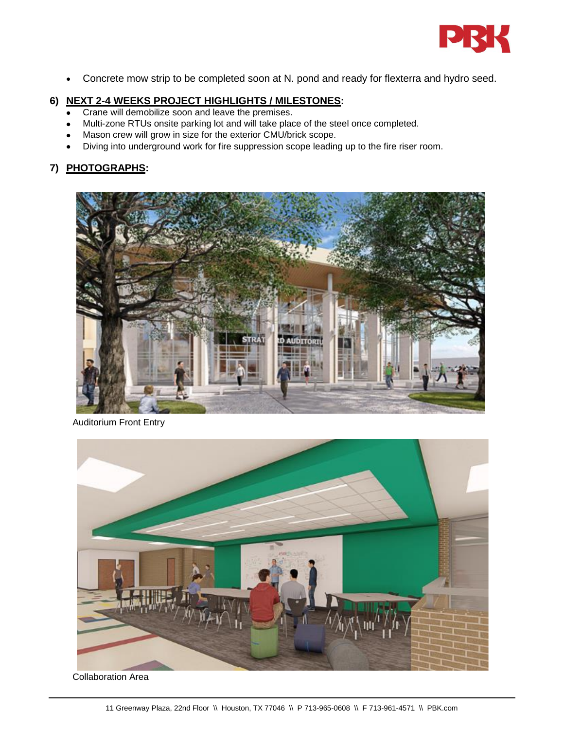- Concrete mow strip to be completed soon at N. pond and ready for flexterra and hydro seed.

## 6) NEXT 2-4 WEEKS PROJECT HIGHLIGHTS / MILESTONES:

- Crane will demobilize soon and leave the premises.
- Multi-zone RTUs onsite parking lot and will take place of the steel once completed.
- Mason crew will grow in size for the exterior CMU/brick scope.
- Diving into underground work for fire suppression scope leading up to the fire riser room.

## 7) PHOTOGRAPHS:

Auditorium Front Entry

Collaboration Area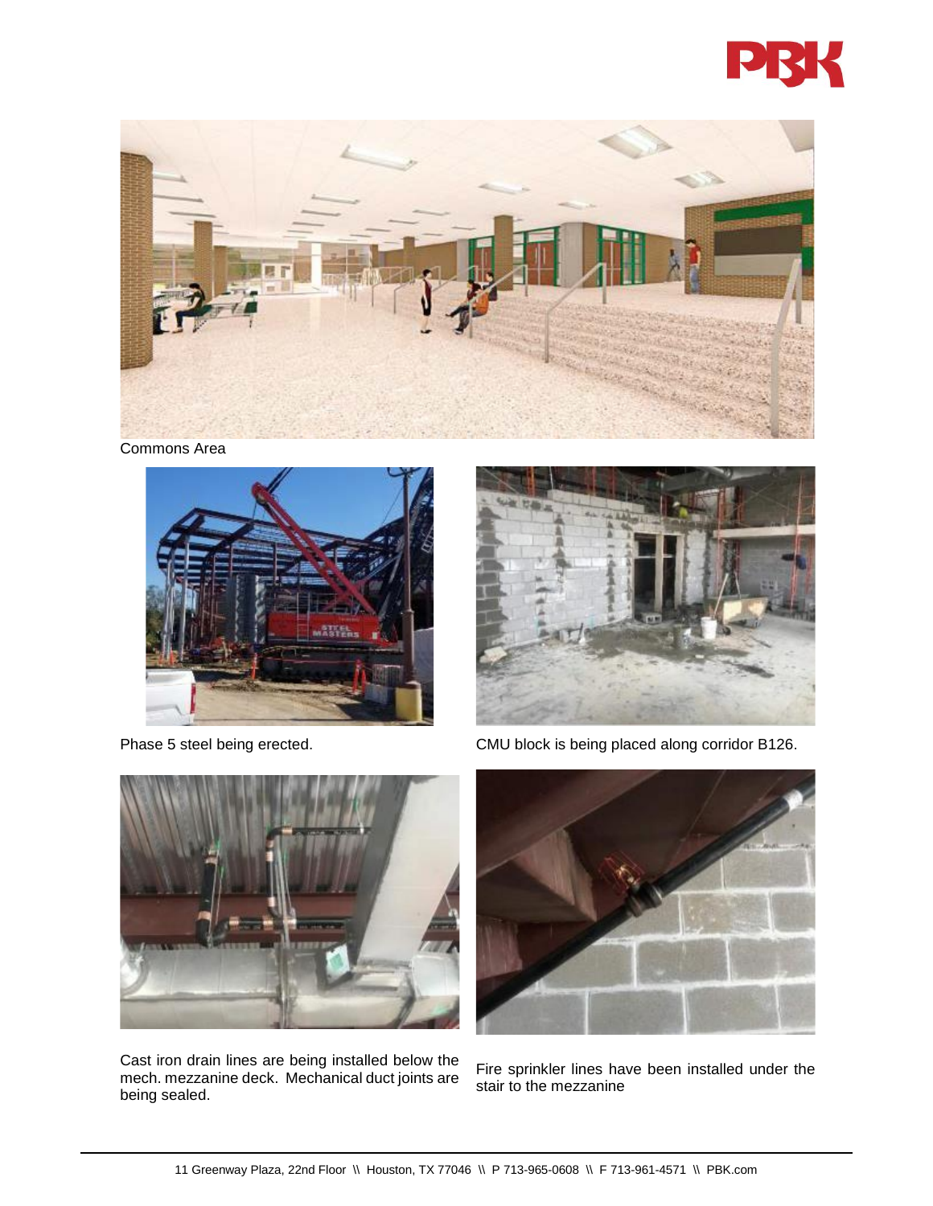Commons Area

Phase 5 steel being erected.

CMU block is being placed along corridor B126.

Cast iron drain lines are being installed below the mech. mezzanine deck. Mechanical duct joints are being sealed.

Fire sprinkler lines have been installed under the stair to the mezzanine